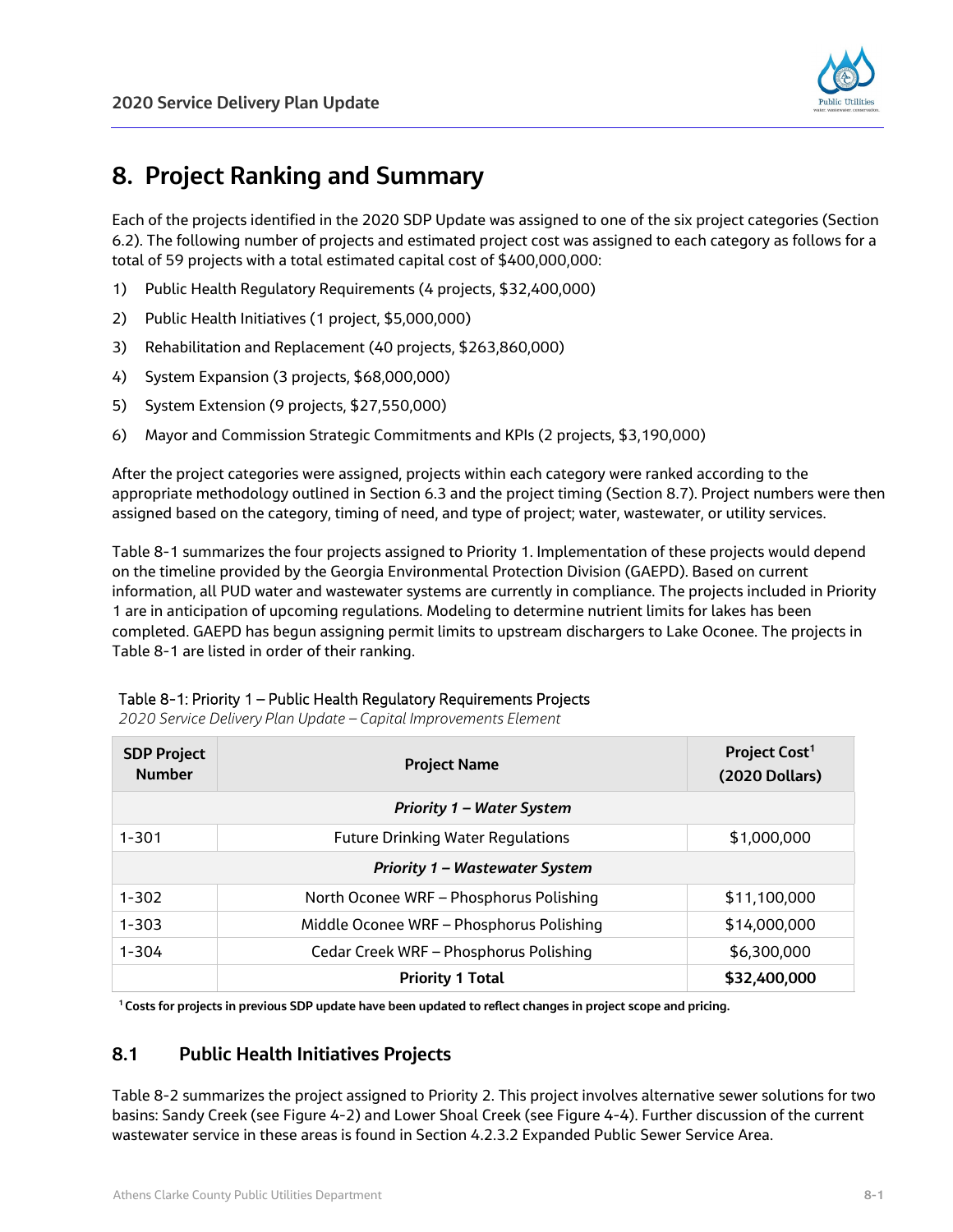# 8. Project Ranking and Summary

Each of the projects identified in the 2020 SDP Update was assigned to one of the six project categories (Section 6.2). The following number of projects and estimated project cost was assigned to each category as follows for a total of 59 projects with a total estimated capital cost of $400,000,000:

1) Public Health Regulatory Requirements (4 projects, $32,400,000)
2) Public Health Initiatives (1 project, $5,000,000)
3) Rehabilitation and Replacement (40 projects, $263,860,000)
4) System Expansion (3 projects, $68,000,000)
5) System Extension (9 projects, $27,550,000)
6) Mayor and Commission Strategic Commitments and KPIs (2 projects, $3,190,000)

After the project categories were assigned, projects within each category were ranked according to the appropriate methodology outlined in Section 6.3 and the project timing (Section 8.7). Project numbers were then assigned based on the category, timing of need, and type of project; water, wastewater, or utility services.

Table 8-1 summarizes the four projects assigned to Priority 1. Implementation of these projects would depend on the timeline provided by the Georgia Environmental Protection Division (GAEPD). Based on current information, all PUD water and wastewater systems are currently in compliance. The projects included in Priority 1 are in anticipation of upcoming regulations. Modeling to determine nutrient limits for lakes has been completed. GAEPD has begun assigning permit limits to upstream dischargers to Lake Oconee. The projects in Table 8-1 are listed in order of their ranking.

Table 8-1: Priority 1 – Public Health Regulatory Requirements Projects
*2020 Service Delivery Plan Update – Capital Improvements Element*

| SDP Project Number | Project Name | Project Cost[1] (2020 Dollars) |
|---|---|---|
| | ***Priority 1 – Water System*** | |
| 1-301 | Future Drinking Water Regulations | $1,000,000 |
| | ***Priority 1 – Wastewater System*** | |
| 1-302 | North Oconee WRF – Phosphorus Polishing | $11,100,000 |
| 1-303 | Middle Oconee WRF – Phosphorus Polishing | $14,000,000 |
| 1-304 | Cedar Creek WRF – Phosphorus Polishing | $6,300,000 |
| | **Priority 1 Total** | **$32,400,000** |

**[1] Costs for projects in previous SDP update have been updated to reflect changes in project scope and pricing.**

## 8.1 Public Health Initiatives Projects

Table 8-2 summarizes the project assigned to Priority 2. This project involves alternative sewer solutions for two basins: Sandy Creek (see Figure 4-2) and Lower Shoal Creek (see Figure 4-4). Further discussion of the current wastewater service in these areas is found in Section 4.2.3.2 Expanded Public Sewer Service Area.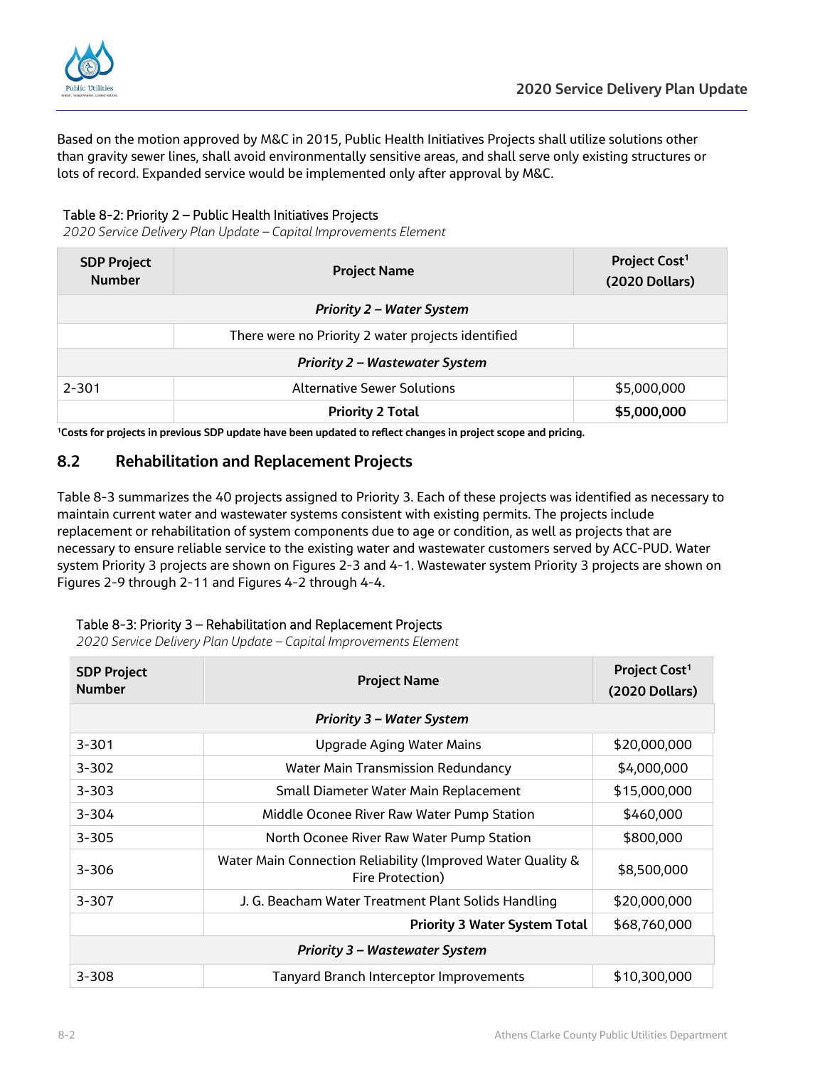Based on the motion approved by M&C in 2015, Public Health Initiatives Projects shall utilize solutions other than gravity sewer lines, shall avoid environmentally sensitive areas, and shall serve only existing structures or lots of record. Expanded service would be implemented only after approval by M&C.

Table 8-2: Priority 2 – Public Health Initiatives Projects

*2020 Service Delivery Plan Update – Capital Improvements Element*

| SDP Project Number | Project Name | Project Cost[1] (2020 Dollars) |
|---|---|---|
| | ***Priority 2 – Water System*** | |
| | There were no Priority 2 water projects identified | |
| | ***Priority 2 – Wastewater System*** | |
| 2-301 | Alternative Sewer Solutions | $5,000,000 |
| | **Priority 2 Total** | **$5,000,000** |

**[1]Costs for projects in previous SDP update have been updated to reflect changes in project scope and pricing.**

## 8.2 Rehabilitation and Replacement Projects

Table 8-3 summarizes the 40 projects assigned to Priority 3. Each of these projects was identified as necessary to maintain current water and wastewater systems consistent with existing permits. The projects include replacement or rehabilitation of system components due to age or condition, as well as projects that are necessary to ensure reliable service to the existing water and wastewater customers served by ACC-PUD. Water system Priority 3 projects are shown on Figures 2-3 and 4-1. Wastewater system Priority 3 projects are shown on Figures 2-9 through 2-11 and Figures 4-2 through 4-4.

Table 8-3: Priority 3 – Rehabilitation and Replacement Projects

*2020 Service Delivery Plan Update – Capital Improvements Element*

| SDP Project Number | Project Name | Project Cost[1] (2020 Dollars) |
|---|---|---|
| | ***Priority 3 – Water System*** | |
| 3-301 | Upgrade Aging Water Mains | $20,000,000 |
| 3-302 | Water Main Transmission Redundancy | $4,000,000 |
| 3-303 | Small Diameter Water Main Replacement | $15,000,000 |
| 3-304 | Middle Oconee River Raw Water Pump Station | $460,000 |
| 3-305 | North Oconee River Raw Water Pump Station | $800,000 |
| 3-306 | Water Main Connection Reliability (Improved Water Quality & Fire Protection) | $8,500,000 |
| 3-307 | J. G. Beacham Water Treatment Plant Solids Handling | $20,000,000 |
| | **Priority 3 Water System Total** | $68,760,000 |
| | ***Priority 3 – Wastewater System*** | |
| 3-308 | Tanyard Branch Interceptor Improvements | $10,300,000 |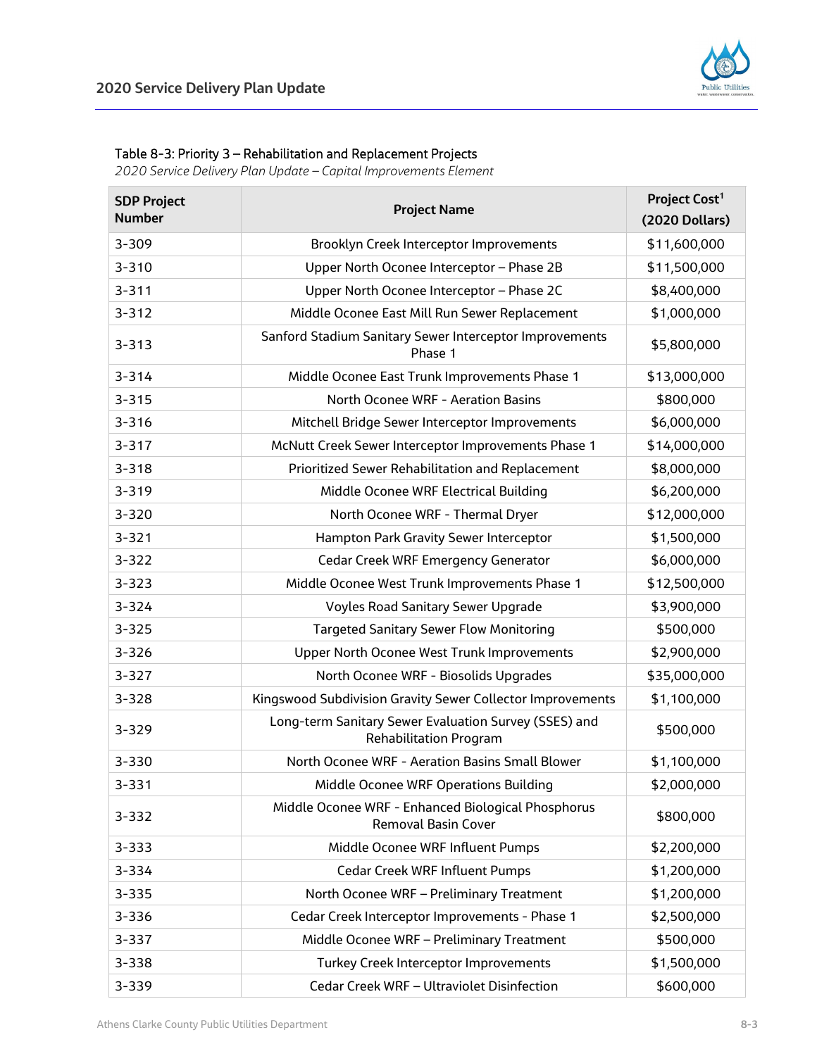Table 8-3: Priority 3 – Rehabilitation and Replacement Projects

*2020 Service Delivery Plan Update – Capital Improvements Element*

| SDP Project Number | Project Name | Project Cost[1] (2020 Dollars) |
|---|---|---|
| 3-309 | Brooklyn Creek Interceptor Improvements | $11,600,000 |
| 3-310 | Upper North Oconee Interceptor – Phase 2B | $11,500,000 |
| 3-311 | Upper North Oconee Interceptor – Phase 2C | $8,400,000 |
| 3-312 | Middle Oconee East Mill Run Sewer Replacement | $1,000,000 |
| 3-313 | Sanford Stadium Sanitary Sewer Interceptor Improvements Phase 1 | $5,800,000 |
| 3-314 | Middle Oconee East Trunk Improvements Phase 1 | $13,000,000 |
| 3-315 | North Oconee WRF - Aeration Basins | $800,000 |
| 3-316 | Mitchell Bridge Sewer Interceptor Improvements | $6,000,000 |
| 3-317 | McNutt Creek Sewer Interceptor Improvements Phase 1 | $14,000,000 |
| 3-318 | Prioritized Sewer Rehabilitation and Replacement | $8,000,000 |
| 3-319 | Middle Oconee WRF Electrical Building | $6,200,000 |
| 3-320 | North Oconee WRF - Thermal Dryer | $12,000,000 |
| 3-321 | Hampton Park Gravity Sewer Interceptor | $1,500,000 |
| 3-322 | Cedar Creek WRF Emergency Generator | $6,000,000 |
| 3-323 | Middle Oconee West Trunk Improvements Phase 1 | $12,500,000 |
| 3-324 | Voyles Road Sanitary Sewer Upgrade | $3,900,000 |
| 3-325 | Targeted Sanitary Sewer Flow Monitoring | $500,000 |
| 3-326 | Upper North Oconee West Trunk Improvements | $2,900,000 |
| 3-327 | North Oconee WRF - Biosolids Upgrades | $35,000,000 |
| 3-328 | Kingswood Subdivision Gravity Sewer Collector Improvements | $1,100,000 |
| 3-329 | Long-term Sanitary Sewer Evaluation Survey (SSES) and Rehabilitation Program | $500,000 |
| 3-330 | North Oconee WRF - Aeration Basins Small Blower | $1,100,000 |
| 3-331 | Middle Oconee WRF Operations Building | $2,000,000 |
| 3-332 | Middle Oconee WRF - Enhanced Biological Phosphorus Removal Basin Cover | $800,000 |
| 3-333 | Middle Oconee WRF Influent Pumps | $2,200,000 |
| 3-334 | Cedar Creek WRF Influent Pumps | $1,200,000 |
| 3-335 | North Oconee WRF – Preliminary Treatment | $1,200,000 |
| 3-336 | Cedar Creek Interceptor Improvements - Phase 1 | $2,500,000 |
| 3-337 | Middle Oconee WRF – Preliminary Treatment | $500,000 |
| 3-338 | Turkey Creek Interceptor Improvements | $1,500,000 |
| 3-339 | Cedar Creek WRF – Ultraviolet Disinfection | $600,000 |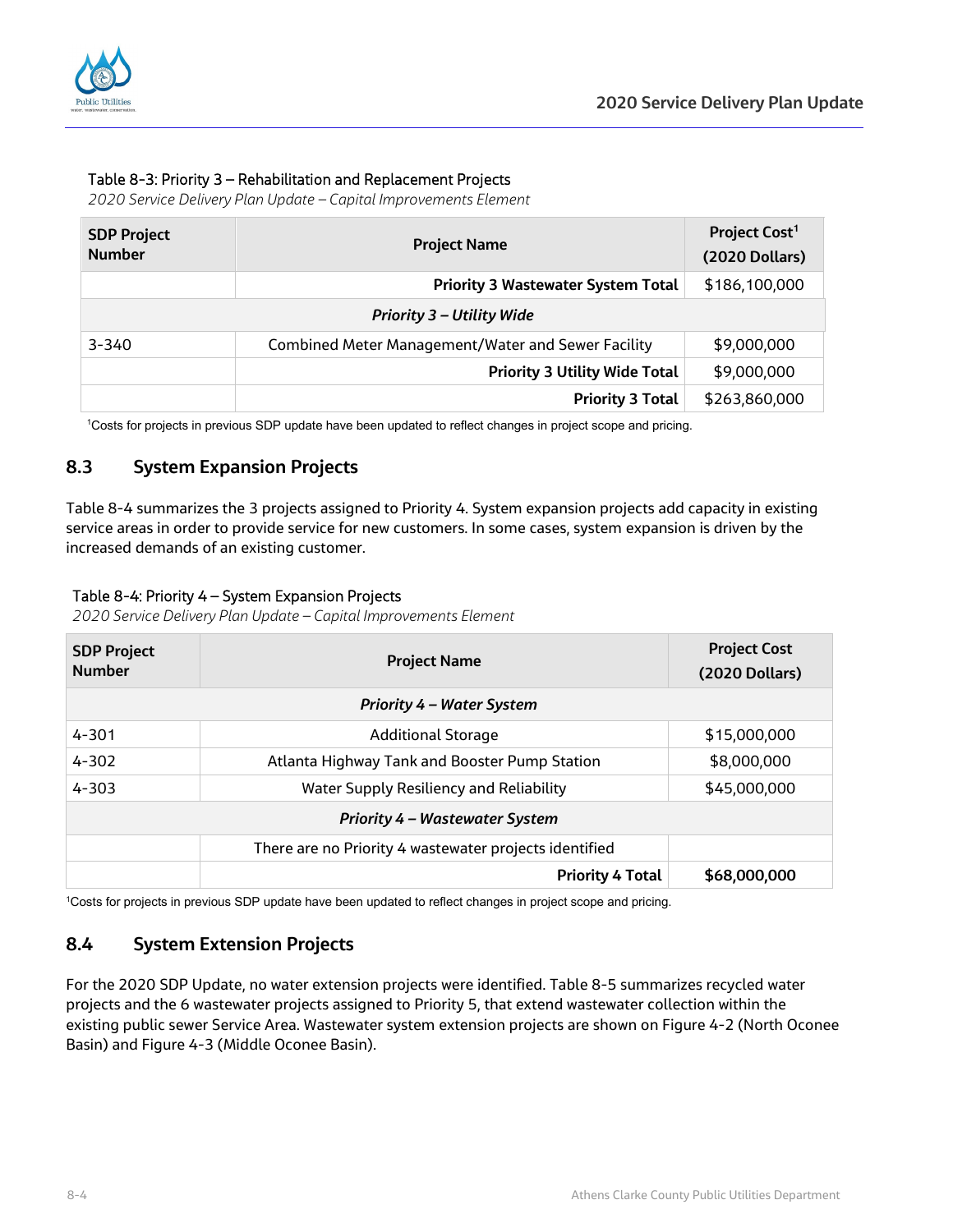Table 8-3: Priority 3 – Rehabilitation and Replacement Projects

*2020 Service Delivery Plan Update – Capital Improvements Element*

| SDP Project Number | Project Name | Project Cost[1] (2020 Dollars) |
|---|---|---|
| | **Priority 3 Wastewater System Total** | $186,100,000 |
| | ***Priority 3 – Utility Wide*** | |
| 3-340 | Combined Meter Management/Water and Sewer Facility | $9,000,000 |
| | **Priority 3 Utility Wide Total** | $9,000,000 |
| | **Priority 3 Total** | $263,860,000 |

[1]Costs for projects in previous SDP update have been updated to reflect changes in project scope and pricing.

## 8.3 System Expansion Projects

Table 8-4 summarizes the 3 projects assigned to Priority 4. System expansion projects add capacity in existing service areas in order to provide service for new customers. In some cases, system expansion is driven by the increased demands of an existing customer.

Table 8-4: Priority 4 – System Expansion Projects

*2020 Service Delivery Plan Update – Capital Improvements Element*

| SDP Project Number | Project Name | Project Cost (2020 Dollars) |
|---|---|---|
| | ***Priority 4 – Water System*** | |
| 4-301 | Additional Storage | $15,000,000 |
| 4-302 | Atlanta Highway Tank and Booster Pump Station | $8,000,000 |
| 4-303 | Water Supply Resiliency and Reliability | $45,000,000 |
| | ***Priority 4 – Wastewater System*** | |
| | There are no Priority 4 wastewater projects identified | |
| | **Priority 4 Total** | **$68,000,000** |

[1]Costs for projects in previous SDP update have been updated to reflect changes in project scope and pricing.

## 8.4 System Extension Projects

For the 2020 SDP Update, no water extension projects were identified. Table 8-5 summarizes recycled water projects and the 6 wastewater projects assigned to Priority 5, that extend wastewater collection within the existing public sewer Service Area. Wastewater system extension projects are shown on Figure 4-2 (North Oconee Basin) and Figure 4-3 (Middle Oconee Basin).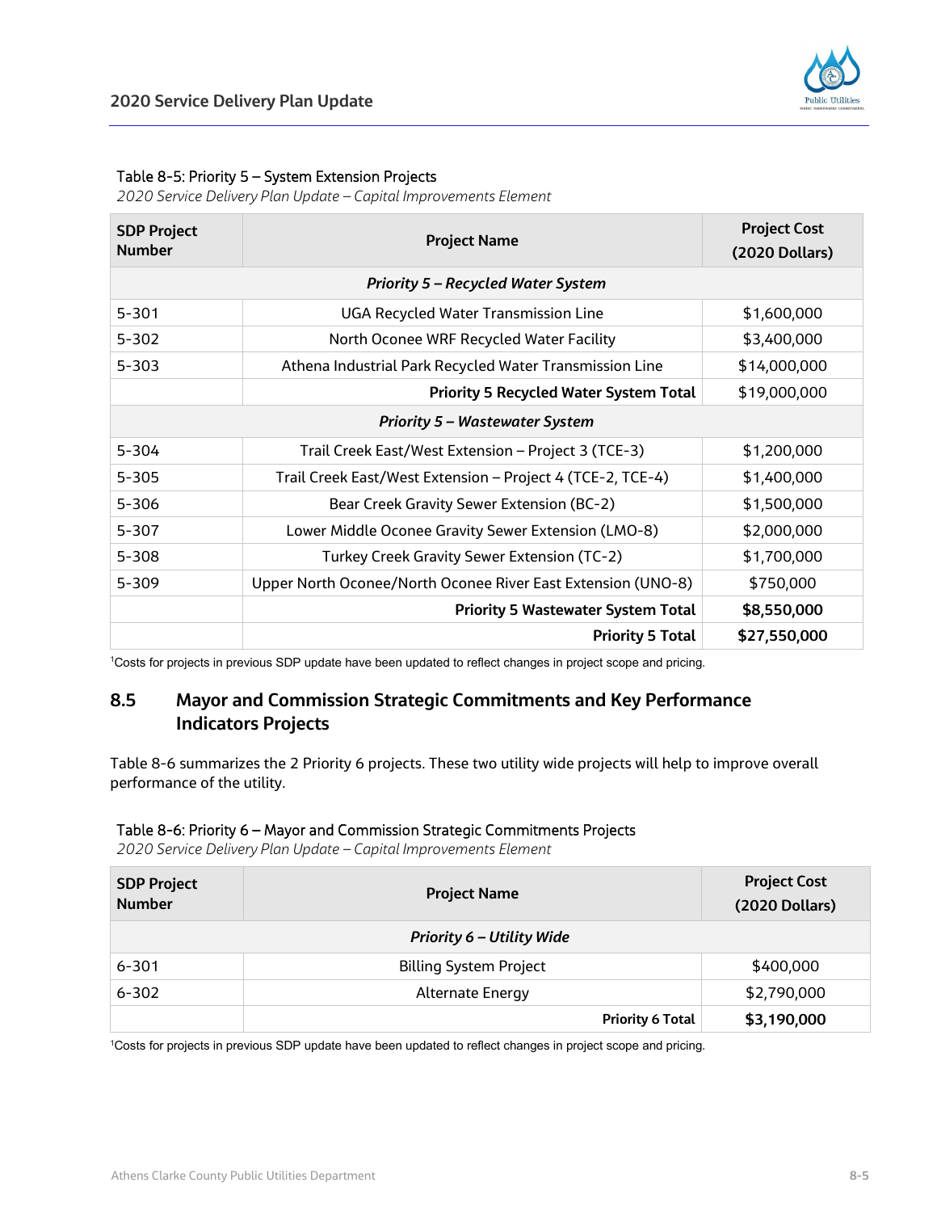Table 8-5: Priority 5 – System Extension Projects

*2020 Service Delivery Plan Update – Capital Improvements Element*

| SDP Project Number | Project Name | Project Cost (2020 Dollars) |
|---|---|---|
| | ***Priority 5 – Recycled Water System*** | |
| 5-301 | UGA Recycled Water Transmission Line | $1,600,000 |
| 5-302 | North Oconee WRF Recycled Water Facility | $3,400,000 |
| 5-303 | Athena Industrial Park Recycled Water Transmission Line | $14,000,000 |
| | **Priority 5 Recycled Water System Total** | $19,000,000 |
| | ***Priority 5 – Wastewater System*** | |
| 5-304 | Trail Creek East/West Extension – Project 3 (TCE-3) | $1,200,000 |
| 5-305 | Trail Creek East/West Extension – Project 4 (TCE-2, TCE-4) | $1,400,000 |
| 5-306 | Bear Creek Gravity Sewer Extension (BC-2) | $1,500,000 |
| 5-307 | Lower Middle Oconee Gravity Sewer Extension (LMO-8) | $2,000,000 |
| 5-308 | Turkey Creek Gravity Sewer Extension (TC-2) | $1,700,000 |
| 5-309 | Upper North Oconee/North Oconee River East Extension (UNO-8) | $750,000 |
| | **Priority 5 Wastewater System Total** | **$8,550,000** |
| | **Priority 5 Total** | **$27,550,000** |

[1]Costs for projects in previous SDP update have been updated to reflect changes in project scope and pricing.

## 8.5 Mayor and Commission Strategic Commitments and Key Performance Indicators Projects

Table 8-6 summarizes the 2 Priority 6 projects. These two utility wide projects will help to improve overall performance of the utility.

Table 8-6: Priority 6 – Mayor and Commission Strategic Commitments Projects

*2020 Service Delivery Plan Update – Capital Improvements Element*

| SDP Project Number | Project Name | Project Cost (2020 Dollars) |
|---|---|---|
| | ***Priority 6 – Utility Wide*** | |
| 6-301 | Billing System Project | $400,000 |
| 6-302 | Alternate Energy | $2,790,000 |
| | **Priority 6 Total** | **$3,190,000** |

[1]Costs for projects in previous SDP update have been updated to reflect changes in project scope and pricing.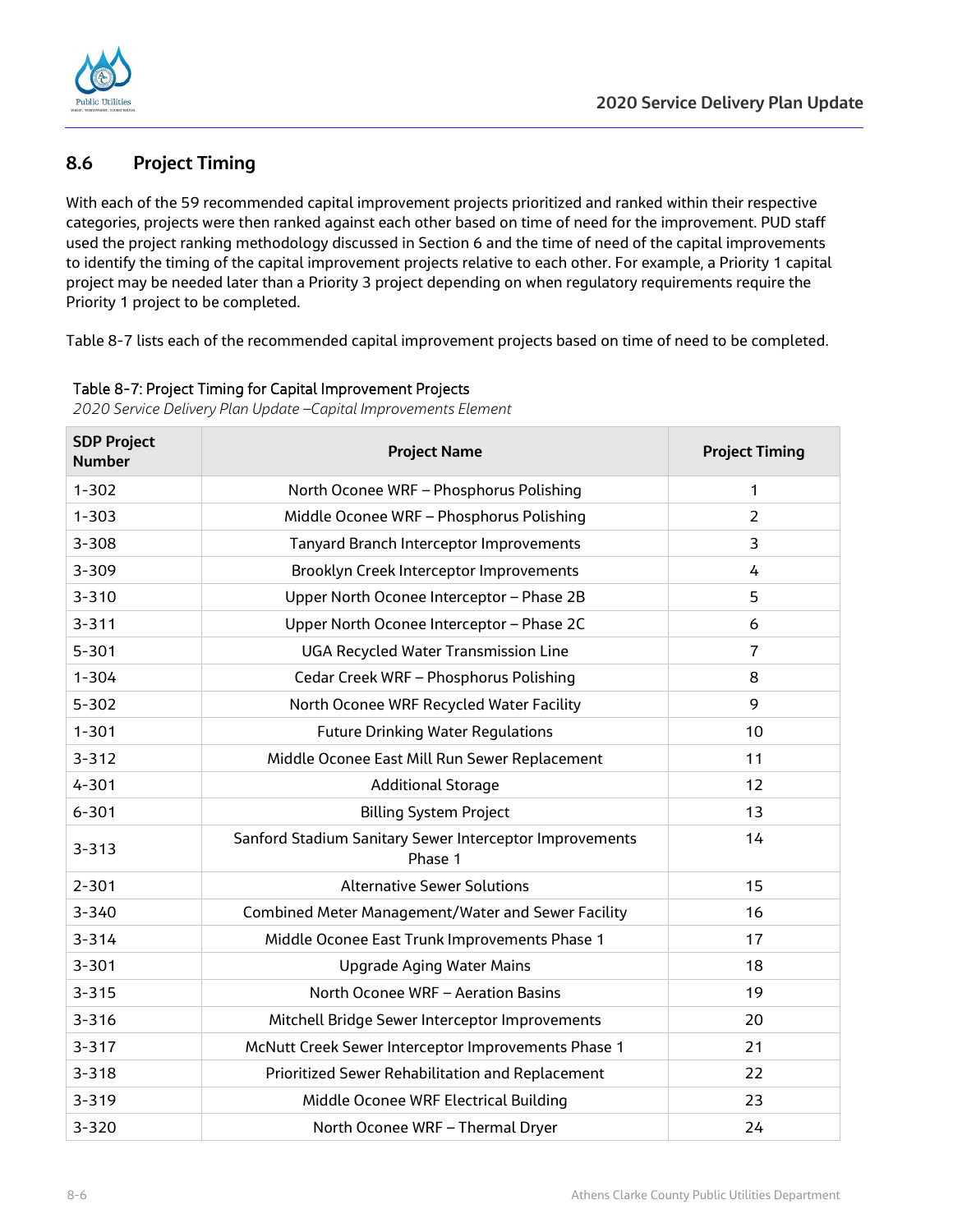## 8.6 Project Timing

With each of the 59 recommended capital improvement projects prioritized and ranked within their respective categories, projects were then ranked against each other based on time of need for the improvement. PUD staff used the project ranking methodology discussed in Section 6 and the time of need of the capital improvements to identify the timing of the capital improvement projects relative to each other. For example, a Priority 1 capital project may be needed later than a Priority 3 project depending on when regulatory requirements require the Priority 1 project to be completed.

Table 8-7 lists each of the recommended capital improvement projects based on time of need to be completed.

Table 8-7: Project Timing for Capital Improvement Projects

*2020 Service Delivery Plan Update –Capital Improvements Element*

| SDP Project Number | Project Name | Project Timing |
|---|---|---|
| 1-302 | North Oconee WRF – Phosphorus Polishing | 1 |
| 1-303 | Middle Oconee WRF – Phosphorus Polishing | 2 |
| 3-308 | Tanyard Branch Interceptor Improvements | 3 |
| 3-309 | Brooklyn Creek Interceptor Improvements | 4 |
| 3-310 | Upper North Oconee Interceptor – Phase 2B | 5 |
| 3-311 | Upper North Oconee Interceptor – Phase 2C | 6 |
| 5-301 | UGA Recycled Water Transmission Line | 7 |
| 1-304 | Cedar Creek WRF – Phosphorus Polishing | 8 |
| 5-302 | North Oconee WRF Recycled Water Facility | 9 |
| 1-301 | Future Drinking Water Regulations | 10 |
| 3-312 | Middle Oconee East Mill Run Sewer Replacement | 11 |
| 4-301 | Additional Storage | 12 |
| 6-301 | Billing System Project | 13 |
| 3-313 | Sanford Stadium Sanitary Sewer Interceptor Improvements Phase 1 | 14 |
| 2-301 | Alternative Sewer Solutions | 15 |
| 3-340 | Combined Meter Management/Water and Sewer Facility | 16 |
| 3-314 | Middle Oconee East Trunk Improvements Phase 1 | 17 |
| 3-301 | Upgrade Aging Water Mains | 18 |
| 3-315 | North Oconee WRF – Aeration Basins | 19 |
| 3-316 | Mitchell Bridge Sewer Interceptor Improvements | 20 |
| 3-317 | McNutt Creek Sewer Interceptor Improvements Phase 1 | 21 |
| 3-318 | Prioritized Sewer Rehabilitation and Replacement | 22 |
| 3-319 | Middle Oconee WRF Electrical Building | 23 |
| 3-320 | North Oconee WRF – Thermal Dryer | 24 |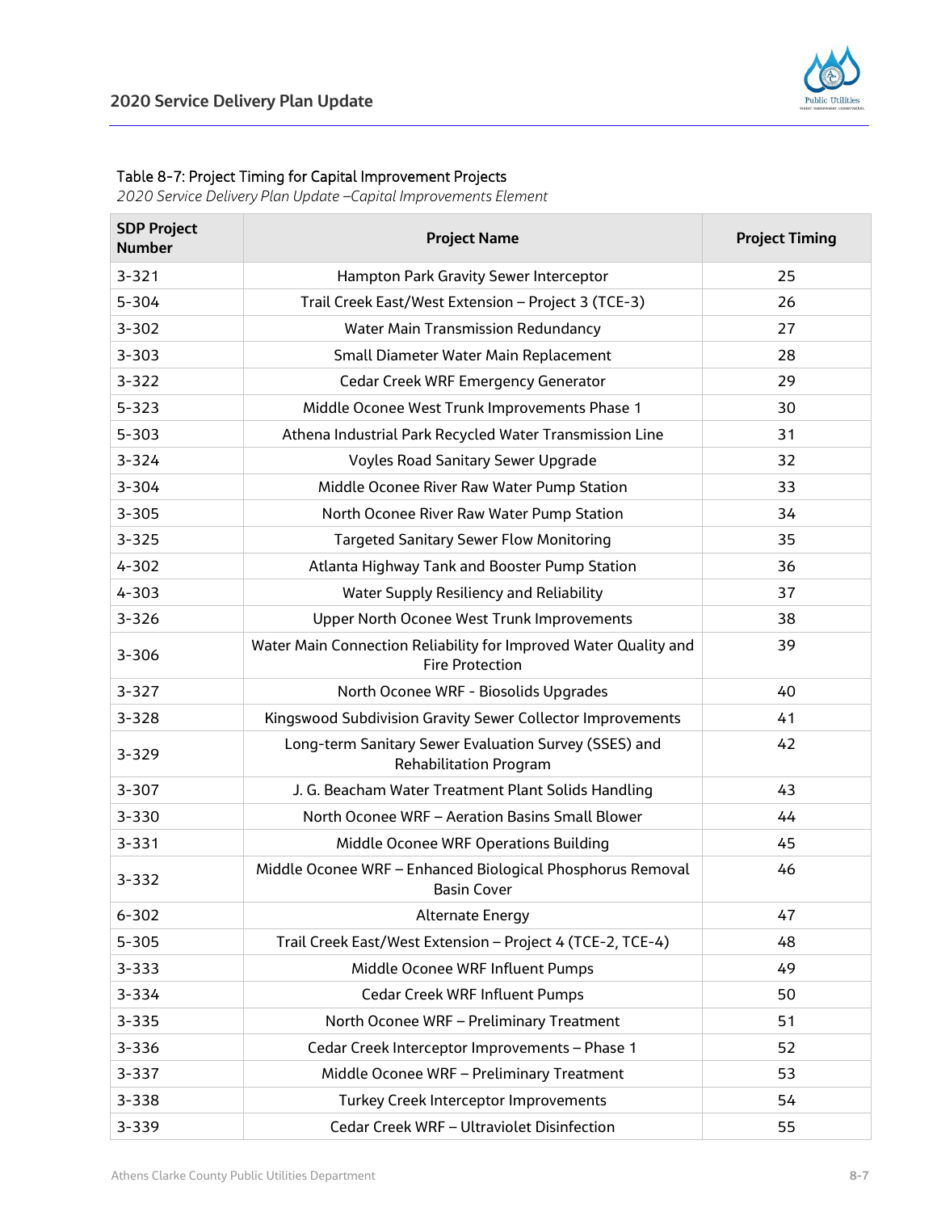Table 8-7: Project Timing for Capital Improvement Projects

*2020 Service Delivery Plan Update –Capital Improvements Element*

| SDP Project Number | Project Name | Project Timing |
|---|---|---|
| 3-321 | Hampton Park Gravity Sewer Interceptor | 25 |
| 5-304 | Trail Creek East/West Extension – Project 3 (TCE-3) | 26 |
| 3-302 | Water Main Transmission Redundancy | 27 |
| 3-303 | Small Diameter Water Main Replacement | 28 |
| 3-322 | Cedar Creek WRF Emergency Generator | 29 |
| 5-323 | Middle Oconee West Trunk Improvements Phase 1 | 30 |
| 5-303 | Athena Industrial Park Recycled Water Transmission Line | 31 |
| 3-324 | Voyles Road Sanitary Sewer Upgrade | 32 |
| 3-304 | Middle Oconee River Raw Water Pump Station | 33 |
| 3-305 | North Oconee River Raw Water Pump Station | 34 |
| 3-325 | Targeted Sanitary Sewer Flow Monitoring | 35 |
| 4-302 | Atlanta Highway Tank and Booster Pump Station | 36 |
| 4-303 | Water Supply Resiliency and Reliability | 37 |
| 3-326 | Upper North Oconee West Trunk Improvements | 38 |
| 3-306 | Water Main Connection Reliability for Improved Water Quality and Fire Protection | 39 |
| 3-327 | North Oconee WRF - Biosolids Upgrades | 40 |
| 3-328 | Kingswood Subdivision Gravity Sewer Collector Improvements | 41 |
| 3-329 | Long-term Sanitary Sewer Evaluation Survey (SSES) and Rehabilitation Program | 42 |
| 3-307 | J. G. Beacham Water Treatment Plant Solids Handling | 43 |
| 3-330 | North Oconee WRF – Aeration Basins Small Blower | 44 |
| 3-331 | Middle Oconee WRF Operations Building | 45 |
| 3-332 | Middle Oconee WRF – Enhanced Biological Phosphorus Removal Basin Cover | 46 |
| 6-302 | Alternate Energy | 47 |
| 5-305 | Trail Creek East/West Extension – Project 4 (TCE-2, TCE-4) | 48 |
| 3-333 | Middle Oconee WRF Influent Pumps | 49 |
| 3-334 | Cedar Creek WRF Influent Pumps | 50 |
| 3-335 | North Oconee WRF – Preliminary Treatment | 51 |
| 3-336 | Cedar Creek Interceptor Improvements – Phase 1 | 52 |
| 3-337 | Middle Oconee WRF – Preliminary Treatment | 53 |
| 3-338 | Turkey Creek Interceptor Improvements | 54 |
| 3-339 | Cedar Creek WRF – Ultraviolet Disinfection | 55 |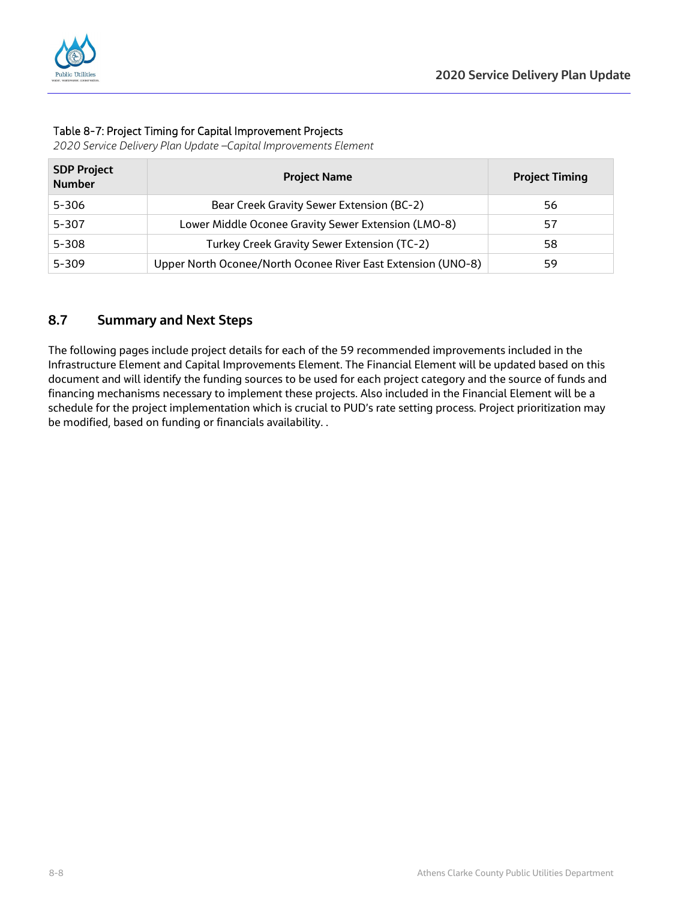Table 8-7: Project Timing for Capital Improvement Projects

*2020 Service Delivery Plan Update –Capital Improvements Element*

| SDP Project Number | Project Name | Project Timing |
|---|---|---|
| 5-306 | Bear Creek Gravity Sewer Extension (BC-2) | 56 |
| 5-307 | Lower Middle Oconee Gravity Sewer Extension (LMO-8) | 57 |
| 5-308 | Turkey Creek Gravity Sewer Extension (TC-2) | 58 |
| 5-309 | Upper North Oconee/North Oconee River East Extension (UNO-8) | 59 |

## 8.7 Summary and Next Steps

The following pages include project details for each of the 59 recommended improvements included in the Infrastructure Element and Capital Improvements Element. The Financial Element will be updated based on this document and will identify the funding sources to be used for each project category and the source of funds and financing mechanisms necessary to implement these projects. Also included in the Financial Element will be a schedule for the project implementation which is crucial to PUD's rate setting process. Project prioritization may be modified, based on funding or financials availability. .